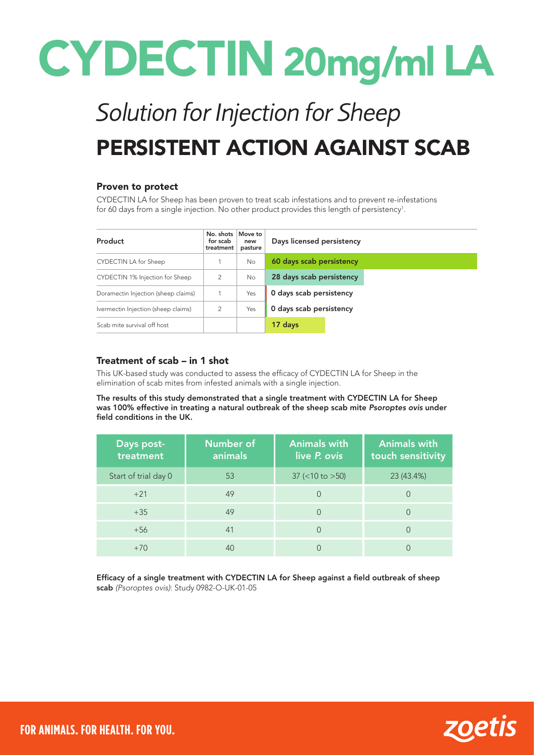# CYDECTIN 20mg/ml LA

## *Solution for Injection for Sheep*

## PERSISTENT ACTION AGAINST SCAB

### Proven to protect

CYDECTIN LA for Sheep has been proven to treat scab infestations and to prevent re-infestations for 60 days from a single injection. No other product provides this length of persistency[1].

| Product | No. shots for scab treatment | Move to new pasture | Days licensed persistency |
|---|---|---|---|
| CYDECTIN LA for Sheep | 1 | No | 60 days scab persistency |
| CYDECTIN 1% Injection for Sheep | 2 | No | 28 days scab persistency |
| Doramectin Injection (sheep claims) | 1 | Yes | 0 days scab persistency |
| Ivermectin Injection (sheep claims) | 2 | Yes | 0 days scab persistency |
| Scab mite survival off host | | | 17 days |

### Treatment of scab – in 1 shot

This UK-based study was conducted to assess the efficacy of CYDECTIN LA for Sheep in the elimination of scab mites from infested animals with a single injection.

**The results of this study demonstrated that a single treatment with CYDECTIN LA for Sheep was 100% effective in treating a natural outbreak of the sheep scab mite *Psoroptes ovis* under field conditions in the UK.**

| Days post-treatment | Number of animals | Animals with live *P. ovis* | Animals with touch sensitivity |
|---|---|---|---|
| Start of trial day 0 | 53 | 37 (<10 to >50) | 23 (43.4%) |
| +21 | 49 | 0 | 0 |
| +35 | 49 | 0 | 0 |
| +56 | 41 | 0 | 0 |
| +70 | 40 | 0 | 0 |

**Efficacy of a single treatment with CYDECTIN LA for Sheep against a field outbreak of sheep scab** *(Psoroptes ovis)*: Study 0982-O-UK-01-05

FOR ANIMALS. FOR HEALTH. FOR YOU.

zoetis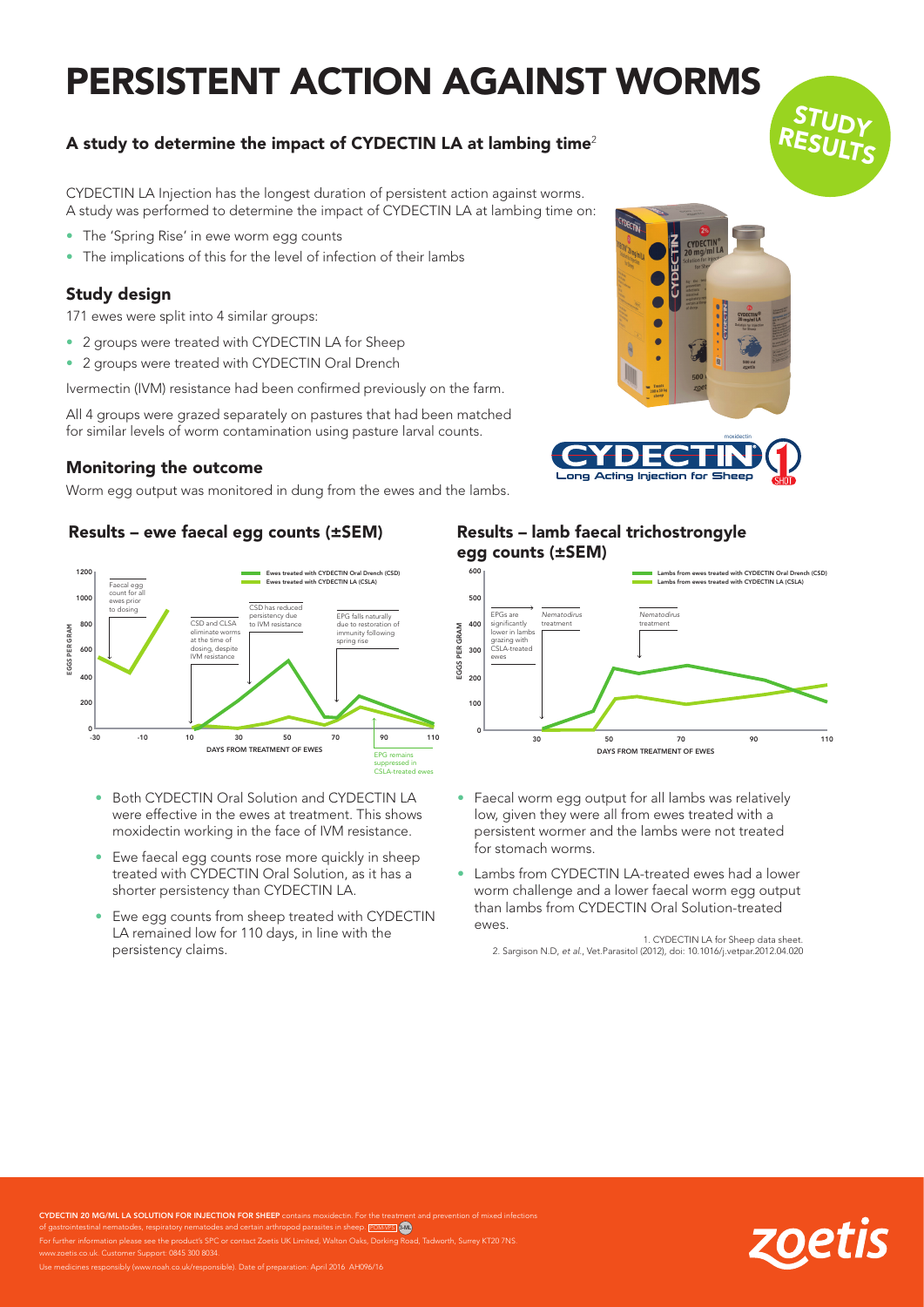# PERSISTENT ACTION AGAINST WORMS

STUDY RESULTS

## A study to determine the impact of CYDECTIN LA at lambing time[2]

CYDECTIN LA Injection has the longest duration of persistent action against worms. A study was performed to determine the impact of CYDECTIN LA at lambing time on:

- The 'Spring Rise' in ewe worm egg counts
- The implications of this for the level of infection of their lambs

### Study design

171 ewes were split into 4 similar groups:

- 2 groups were treated with CYDECTIN LA for Sheep
- 2 groups were treated with CYDECTIN Oral Drench

Ivermectin (IVM) resistance had been confirmed previously on the farm.

All 4 groups were grazed separately on pastures that had been matched for similar levels of worm contamination using pasture larval counts.

### Monitoring the outcome

Worm egg output was monitored in dung from the ewes and the lambs.

CYDECTIN Long Acting Injection for Sheep

### Results – ewe faecal egg counts (±SEM)

Ewes treated with CYDECTIN Oral Drench (CSD)
Ewes treated with CYDECTIN LA (CSLA)
Faecal egg count for all ewes prior to dosing
CSD and CLSA eliminate worms at the time of dosing, despite IVM resistance
CSD has reduced persistency due to IVM resistance
EPG falls naturally due to restoration of immunity following spring rise
EPG remains suppressed in CSLA-treated ewes
EGGS PER GRAM
0
200
400
600
800
1000
1200
-30
-10
10
30
50
70
90
110
DAYS FROM TREATMENT OF EWES

- Both CYDECTIN Oral Solution and CYDECTIN LA were effective in the ewes at treatment. This shows moxidectin working in the face of IVM resistance.
- Ewe faecal egg counts rose more quickly in sheep treated with CYDECTIN Oral Solution, as it has a shorter persistency than CYDECTIN LA.
- Ewe egg counts from sheep treated with CYDECTIN LA remained low for 110 days, in line with the persistency claims.

### Results – lamb faecal trichostrongyle egg counts (±SEM)

Lambs from ewes treated with CYDECTIN Oral Drench (CSD)
Lambs from ewes treated with CYDECTIN LA (CSLA)
EPGs are significantly lower in lambs grazing with CSLA-treated ewes
*Nematodirus* treatment
*Nematodirus* treatment
EGGS PER GRAM
0
100
200
300
400
500
600
30
50
70
90
110
DAYS FROM TREATMENT OF EWES

- Faecal worm egg output for all lambs was relatively low, given they were all from ewes treated with a persistent wormer and the lambs were not treated for stomach worms.
- Lambs from CYDECTIN LA-treated ewes had a lower worm challenge and a lower faecal worm egg output than lambs from CYDECTIN Oral Solution-treated ewes.

1. CYDECTIN LA for Sheep data sheet.
2. Sargison N.D, *et al.*, Vet.Parasitol (2012), doi: 10.1016/j.vetpar.2012.04.020

**CYDECTIN 20 MG/ML LA SOLUTION FOR INJECTION FOR SHEEP** contains moxidectin. For the treatment and prevention of mixed infections of gastrointestinal nematodes, respiratory nematodes and certain arthropod parasites in sheep. POM-VPS
For further information please see the product's SPC or contact Zoetis UK Limited, Walton Oaks, Dorking Road, Tadworth, Surrey KT20 7NS. www.zoetis.co.uk. Customer Support: 0845 300 8034.
Use medicines responsibly (www.noah.co.uk/responsible). Date of preparation: April 2016 AH096/16

zoetis